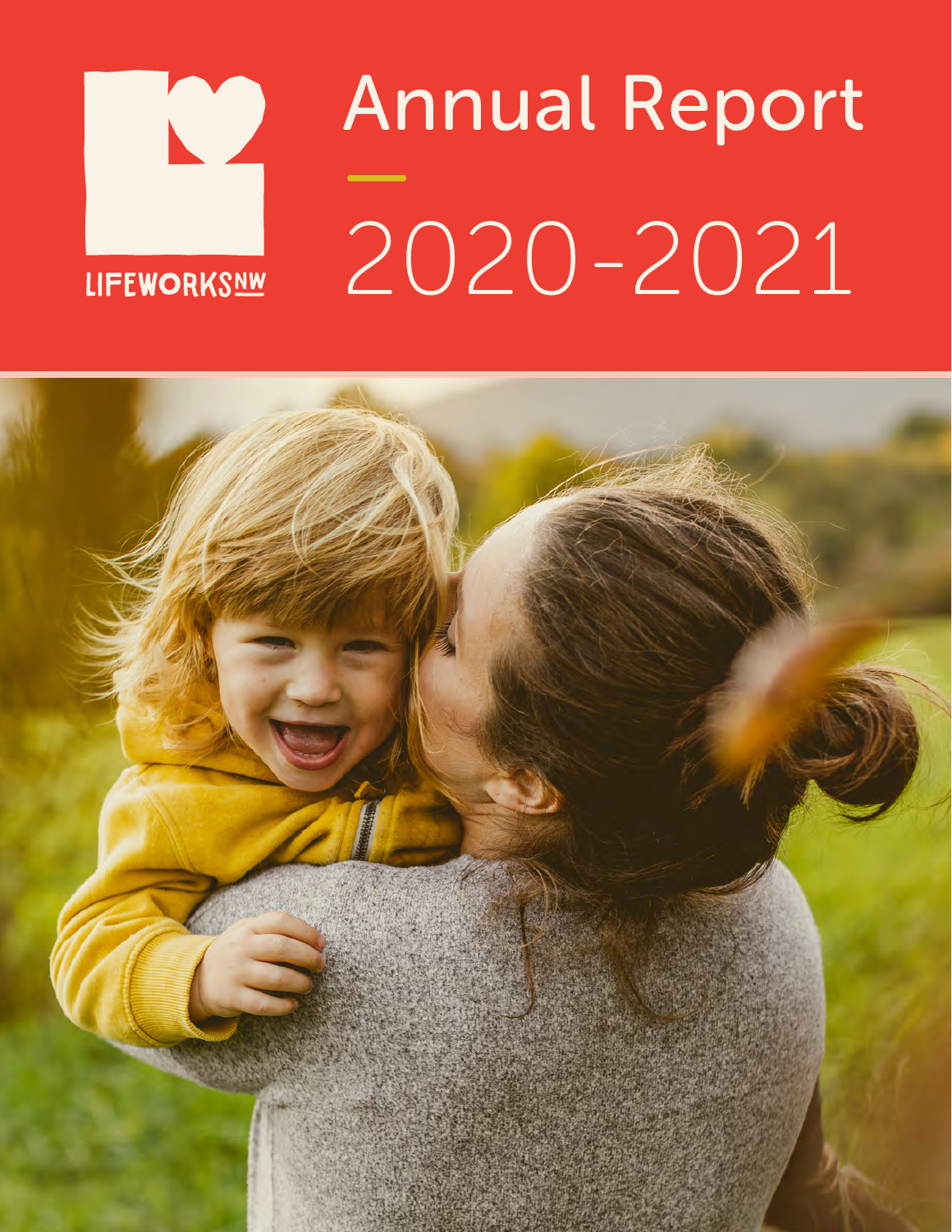LIFEWORKSNW

# Annual Report

## 2020-2021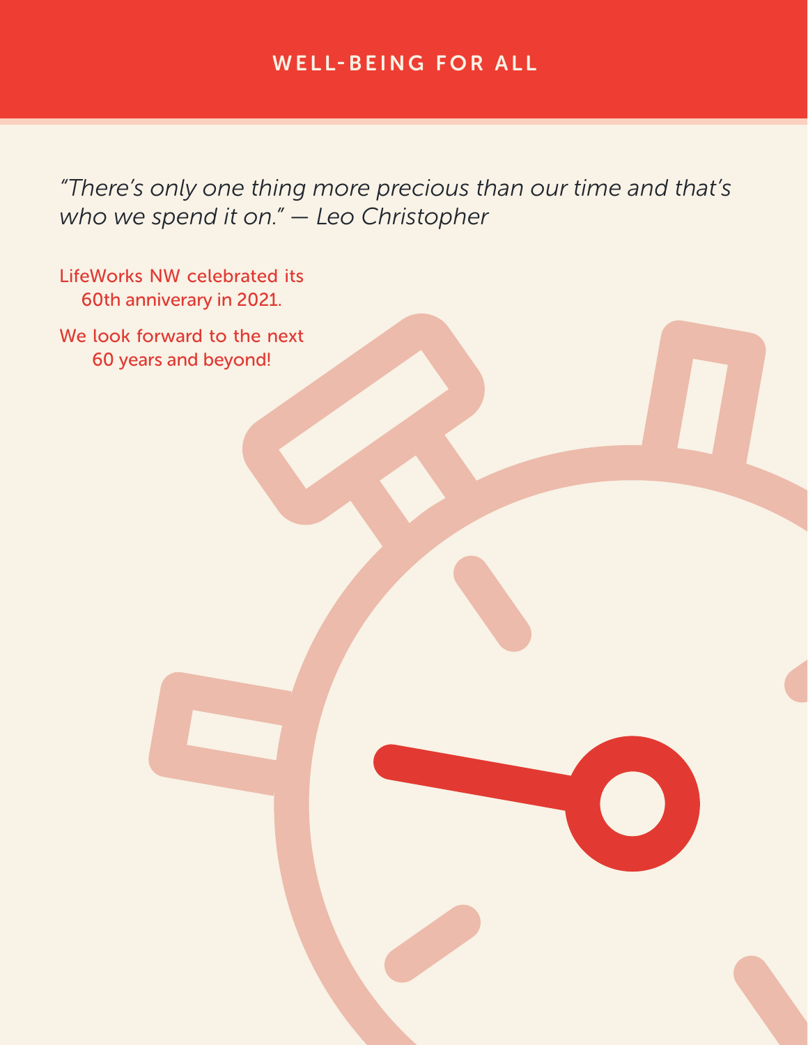## WELL-BEING FOR ALL

*"There's only one thing more precious than our time and that's who we spend it on." — Leo Christopher*

LifeWorks NW celebrated its 60th anniverary in 2021.

We look forward to the next 60 years and beyond!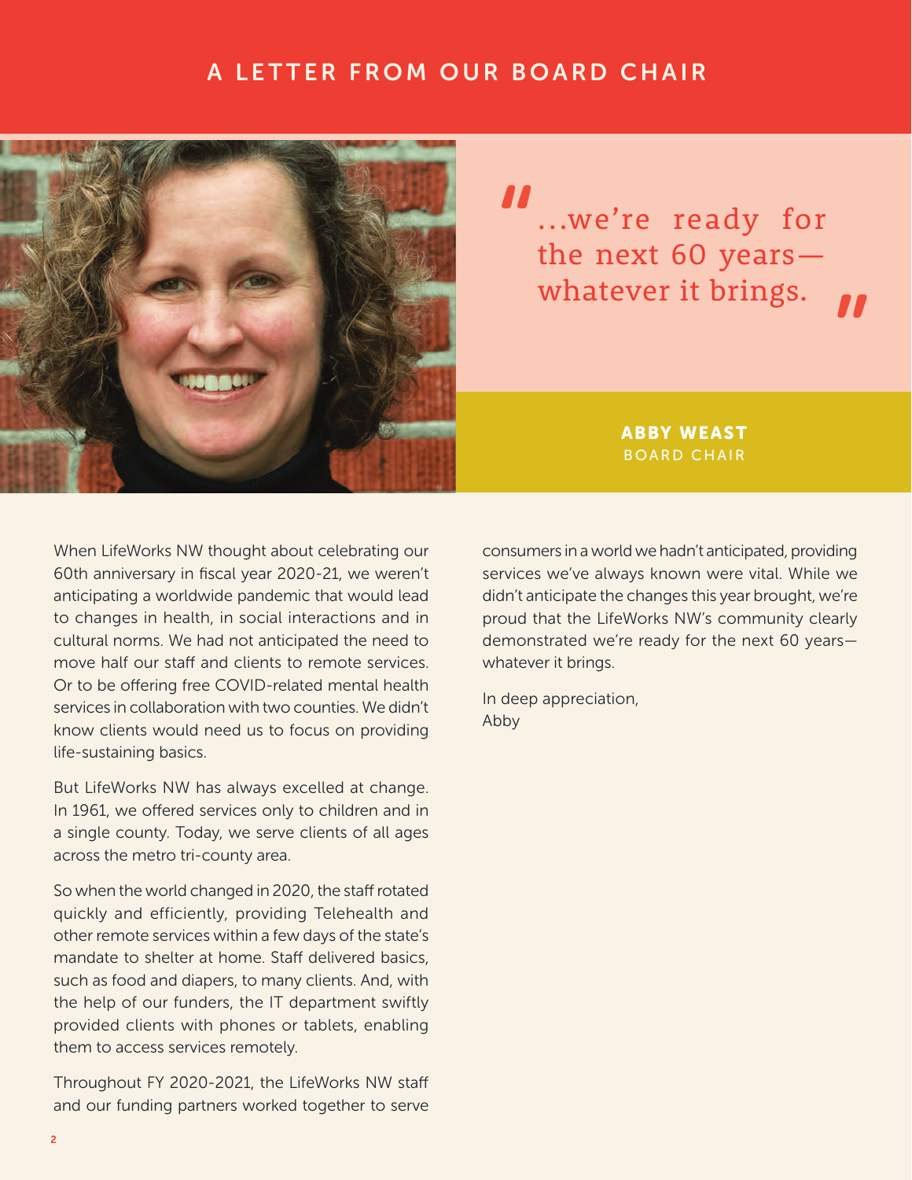# A LETTER FROM OUR BOARD CHAIR

> "...we're ready for the next 60 years—whatever it brings."

**ABBY WEAST**
BOARD CHAIR

When LifeWorks NW thought about celebrating our 60th anniversary in fiscal year 2020-21, we weren't anticipating a worldwide pandemic that would lead to changes in health, in social interactions and in cultural norms. We had not anticipated the need to move half our staff and clients to remote services. Or to be offering free COVID-related mental health services in collaboration with two counties. We didn't know clients would need us to focus on providing life-sustaining basics.

But LifeWorks NW has always excelled at change. In 1961, we offered services only to children and in a single county. Today, we serve clients of all ages across the metro tri-county area.

So when the world changed in 2020, the staff rotated quickly and efficiently, providing Telehealth and other remote services within a few days of the state's mandate to shelter at home. Staff delivered basics, such as food and diapers, to many clients. And, with the help of our funders, the IT department swiftly provided clients with phones or tablets, enabling them to access services remotely.

Throughout FY 2020-2021, the LifeWorks NW staff and our funding partners worked together to serve consumers in a world we hadn't anticipated, providing services we've always known were vital. While we didn't anticipate the changes this year brought, we're proud that the LifeWorks NW's community clearly demonstrated we're ready for the next 60 years—whatever it brings.

In deep appreciation,
Abby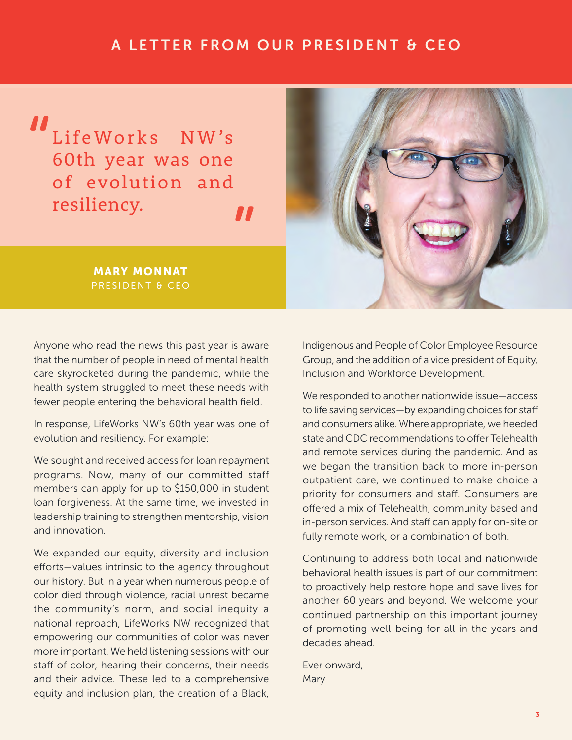# A LETTER FROM OUR PRESIDENT & CEO

> "LifeWorks NW's 60th year was one of evolution and resiliency."

**MARY MONNAT**
PRESIDENT & CEO

Anyone who read the news this past year is aware that the number of people in need of mental health care skyrocketed during the pandemic, while the health system struggled to meet these needs with fewer people entering the behavioral health field.

In response, LifeWorks NW's 60th year was one of evolution and resiliency. For example:

We sought and received access for loan repayment programs. Now, many of our committed staff members can apply for up to $150,000 in student loan forgiveness. At the same time, we invested in leadership training to strengthen mentorship, vision and innovation.

We expanded our equity, diversity and inclusion efforts—values intrinsic to the agency throughout our history. But in a year when numerous people of color died through violence, racial unrest became the community's norm, and social inequity a national reproach, LifeWorks NW recognized that empowering our communities of color was never more important. We held listening sessions with our staff of color, hearing their concerns, their needs and their advice. These led to a comprehensive equity and inclusion plan, the creation of a Black, Indigenous and People of Color Employee Resource Group, and the addition of a vice president of Equity, Inclusion and Workforce Development.

We responded to another nationwide issue—access to life saving services—by expanding choices for staff and consumers alike. Where appropriate, we heeded state and CDC recommendations to offer Telehealth and remote services during the pandemic. And as we began the transition back to more in-person outpatient care, we continued to make choice a priority for consumers and staff. Consumers are offered a mix of Telehealth, community based and in-person services. And staff can apply for on-site or fully remote work, or a combination of both.

Continuing to address both local and nationwide behavioral health issues is part of our commitment to proactively help restore hope and save lives for another 60 years and beyond. We welcome your continued partnership on this important journey of promoting well-being for all in the years and decades ahead.

Ever onward,
Mary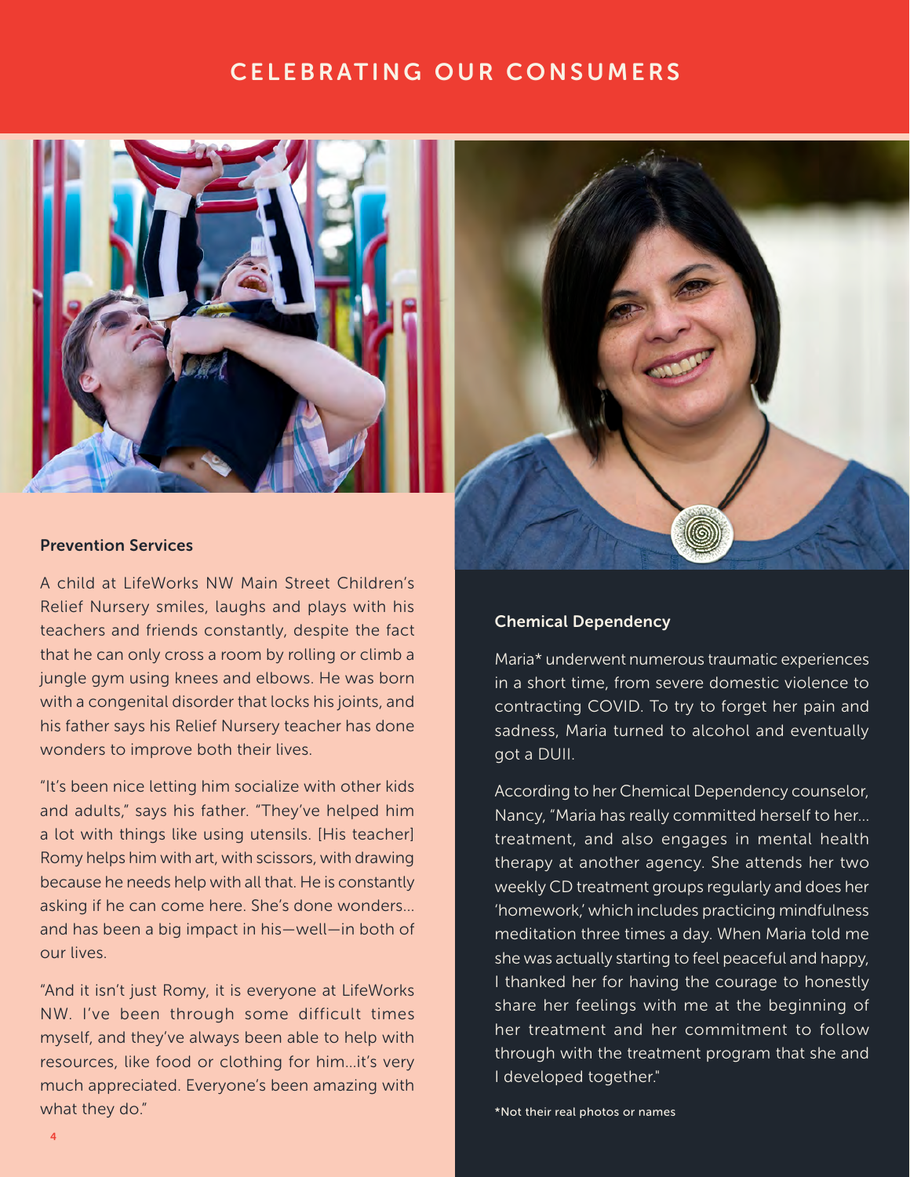# CELEBRATING OUR CONSUMERS

## Prevention Services

A child at LifeWorks NW Main Street Children's Relief Nursery smiles, laughs and plays with his teachers and friends constantly, despite the fact that he can only cross a room by rolling or climb a jungle gym using knees and elbows. He was born with a congenital disorder that locks his joints, and his father says his Relief Nursery teacher has done wonders to improve both their lives.

"It's been nice letting him socialize with other kids and adults," says his father. "They've helped him a lot with things like using utensils. [His teacher] Romy helps him with art, with scissors, with drawing because he needs help with all that. He is constantly asking if he can come here. She's done wonders... and has been a big impact in his—well—in both of our lives.

"And it isn't just Romy, it is everyone at LifeWorks NW. I've been through some difficult times myself, and they've always been able to help with resources, like food or clothing for him...it's very much appreciated. Everyone's been amazing with what they do."

## Chemical Dependency

Maria* underwent numerous traumatic experiences in a short time, from severe domestic violence to contracting COVID. To try to forget her pain and sadness, Maria turned to alcohol and eventually got a DUII.

According to her Chemical Dependency counselor, Nancy, "Maria has really committed herself to her... treatment, and also engages in mental health therapy at another agency. She attends her two weekly CD treatment groups regularly and does her 'homework,' which includes practicing mindfulness meditation three times a day. When Maria told me she was actually starting to feel peaceful and happy, I thanked her for having the courage to honestly share her feelings with me at the beginning of her treatment and her commitment to follow through with the treatment program that she and I developed together."

*Not their real photos or names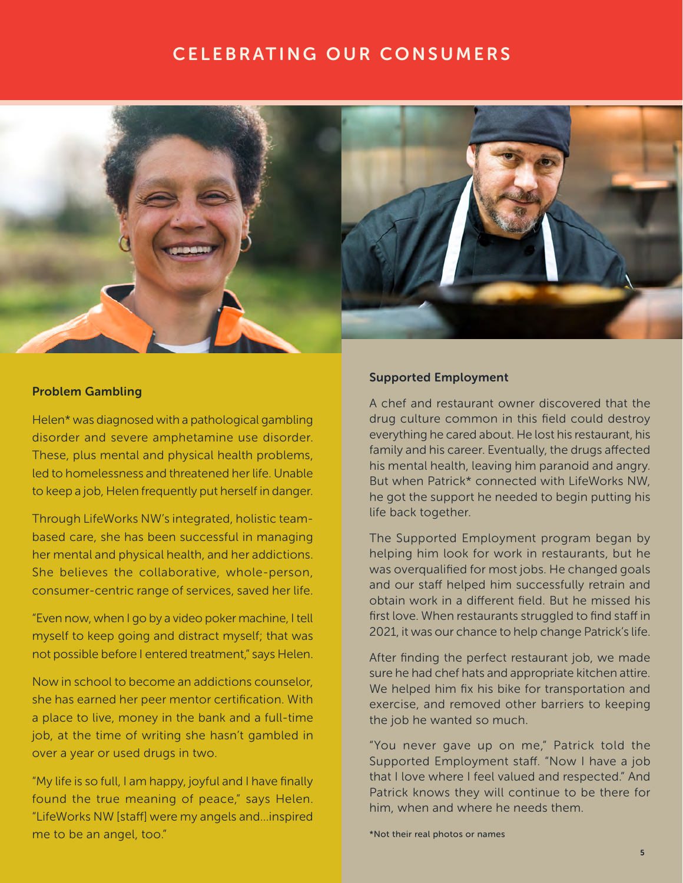# CELEBRATING OUR CONSUMERS

## Problem Gambling

Helen* was diagnosed with a pathological gambling disorder and severe amphetamine use disorder. These, plus mental and physical health problems, led to homelessness and threatened her life. Unable to keep a job, Helen frequently put herself in danger.

Through LifeWorks NW's integrated, holistic team-based care, she has been successful in managing her mental and physical health, and her addictions. She believes the collaborative, whole-person, consumer-centric range of services, saved her life.

"Even now, when I go by a video poker machine, I tell myself to keep going and distract myself; that was not possible before I entered treatment," says Helen.

Now in school to become an addictions counselor, she has earned her peer mentor certification. With a place to live, money in the bank and a full-time job, at the time of writing she hasn't gambled in over a year or used drugs in two.

"My life is so full, I am happy, joyful and I have finally found the true meaning of peace," says Helen. "LifeWorks NW [staff] were my angels and...inspired me to be an angel, too."

## Supported Employment

A chef and restaurant owner discovered that the drug culture common in this field could destroy everything he cared about. He lost his restaurant, his family and his career. Eventually, the drugs affected his mental health, leaving him paranoid and angry. But when Patrick* connected with LifeWorks NW, he got the support he needed to begin putting his life back together.

The Supported Employment program began by helping him look for work in restaurants, but he was overqualified for most jobs. He changed goals and our staff helped him successfully retrain and obtain work in a different field. But he missed his first love. When restaurants struggled to find staff in 2021, it was our chance to help change Patrick's life.

After finding the perfect restaurant job, we made sure he had chef hats and appropriate kitchen attire. We helped him fix his bike for transportation and exercise, and removed other barriers to keeping the job he wanted so much.

"You never gave up on me," Patrick told the Supported Employment staff. "Now I have a job that I love where I feel valued and respected." And Patrick knows they will continue to be there for him, when and where he needs them.

*Not their real photos or names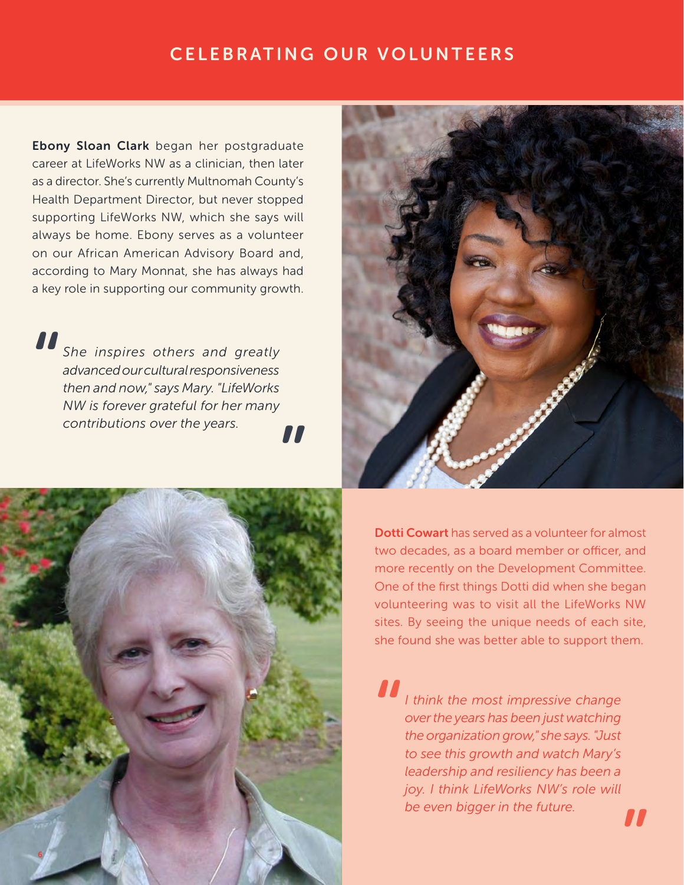# CELEBRATING OUR VOLUNTEERS

**Ebony Sloan Clark** began her postgraduate career at LifeWorks NW as a clinician, then later as a director. She's currently Multnomah County's Health Department Director, but never stopped supporting LifeWorks NW, which she says will always be home. Ebony serves as a volunteer on our African American Advisory Board and, according to Mary Monnat, she has always had a key role in supporting our community growth.

> *"She inspires others and greatly advanced our cultural responsiveness then and now," says Mary. "LifeWorks NW is forever grateful for her many contributions over the years."*

**Dotti Cowart** has served as a volunteer for almost two decades, as a board member or officer, and more recently on the Development Committee. One of the first things Dotti did when she began volunteering was to visit all the LifeWorks NW sites. By seeing the unique needs of each site, she found she was better able to support them.

> *"I think the most impressive change over the years has been just watching the organization grow," she says. "Just to see this growth and watch Mary's leadership and resiliency has been a joy. I think LifeWorks NW's role will be even bigger in the future."*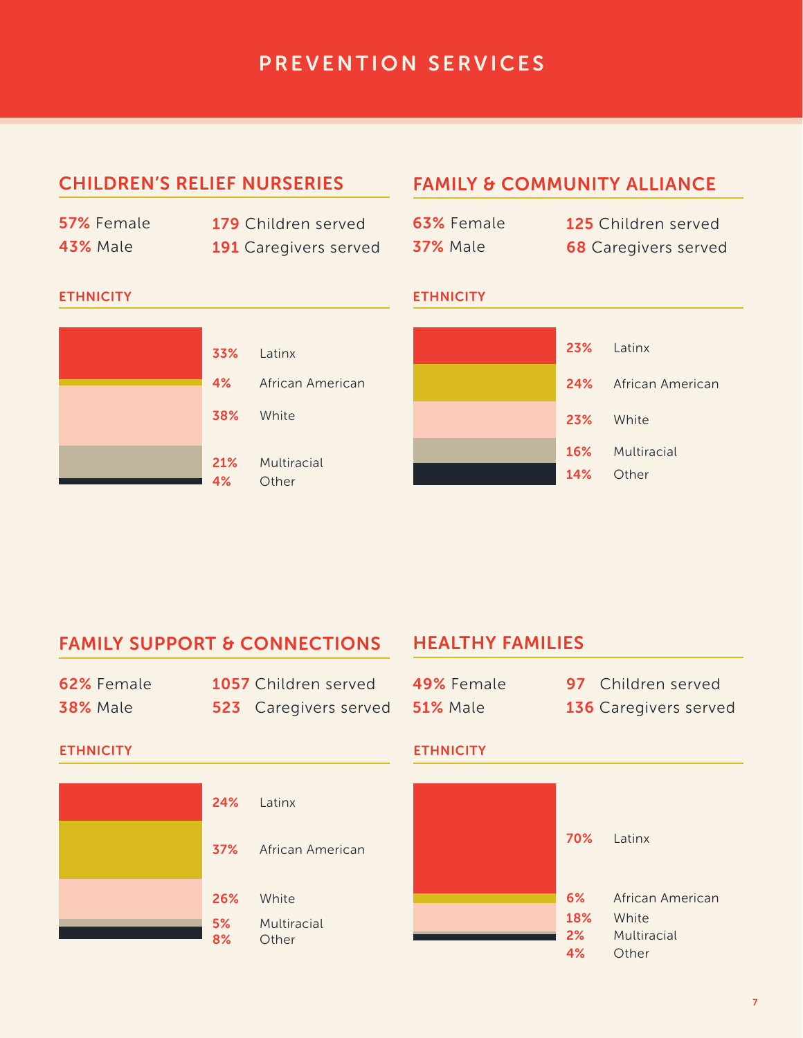# PREVENTION SERVICES

## CHILDREN'S RELIEF NURSERIES

**57%** Female
**43%** Male

**179** Children served
**191** Caregivers served

### ETHNICITY

| | |
|---|---|
| **33%** | Latinx |
| **4%** | African American |
| **38%** | White |
| **21%** | Multiracial |
| **4%** | Other |

## FAMILY & COMMUNITY ALLIANCE

**63%** Female
**37%** Male

**125** Children served
**68** Caregivers served

### ETHNICITY

| | |
|---|---|
| **23%** | Latinx |
| **24%** | African American |
| **23%** | White |
| **16%** | Multiracial |
| **14%** | Other |

## FAMILY SUPPORT & CONNECTIONS

**62%** Female
**38%** Male

**1057** Children served
**523** Caregivers served

### ETHNICITY

| | |
|---|---|
| **24%** | Latinx |
| **37%** | African American |
| **26%** | White |
| **5%** | Multiracial |
| **8%** | Other |

## HEALTHY FAMILIES

**49%** Female
**51%** Male

**97** Children served
**136** Caregivers served

### ETHNICITY

| | |
|---|---|
| **70%** | Latinx |
| **6%** | African American |
| **18%** | White |
| **2%** | Multiracial |
| **4%** | Other |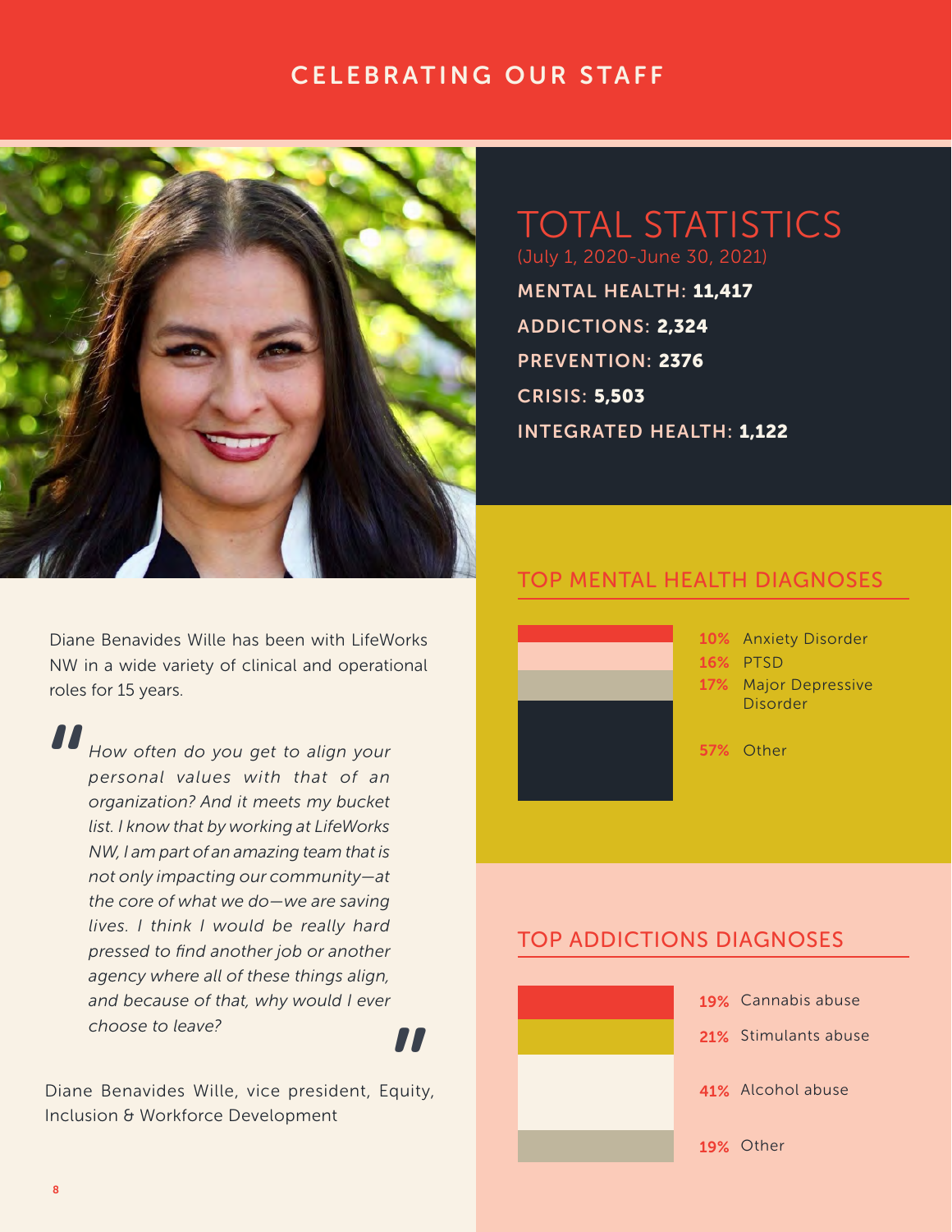# CELEBRATING OUR STAFF

Diane Benavides Wille has been with LifeWorks NW in a wide variety of clinical and operational roles for 15 years.

> *How often do you get to align your personal values with that of an organization? And it meets my bucket list. I know that by working at LifeWorks NW, I am part of an amazing team that is not only impacting our community—at the core of what we do—we are saving lives. I think I would be really hard pressed to find another job or another agency where all of these things align, and because of that, why would I ever choose to leave?*

Diane Benavides Wille, vice president, Equity, Inclusion & Workforce Development

## TOTAL STATISTICS

(July 1, 2020-June 30, 2021)

**MENTAL HEALTH: 11,417**

**ADDICTIONS: 2,324**

**PREVENTION: 2376**

**CRISIS: 5,503**

**INTEGRATED HEALTH: 1,122**

## TOP MENTAL HEALTH DIAGNOSES

- **10%** Anxiety Disorder
- **16%** PTSD
- **17%** Major Depressive Disorder
- **57%** Other

## TOP ADDICTIONS DIAGNOSES

- **19%** Cannabis abuse
- **21%** Stimulants abuse
- **41%** Alcohol abuse
- **19%** Other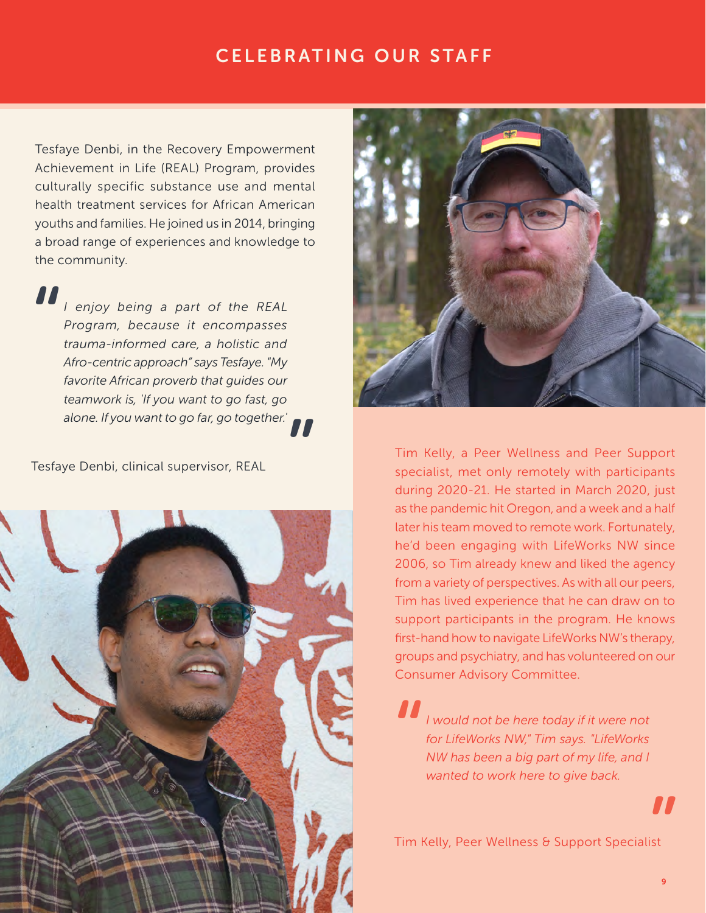# CELEBRATING OUR STAFF

Tesfaye Denbi, in the Recovery Empowerment Achievement in Life (REAL) Program, provides culturally specific substance use and mental health treatment services for African American youths and families. He joined us in 2014, bringing a broad range of experiences and knowledge to the community.

> *I enjoy being a part of the REAL Program, because it encompasses trauma-informed care, a holistic and Afro-centric approach" says Tesfaye. "My favorite African proverb that guides our teamwork is, 'If you want to go fast, go alone. If you want to go far, go together.'*

Tesfaye Denbi, clinical supervisor, REAL

Tim Kelly, a Peer Wellness and Peer Support specialist, met only remotely with participants during 2020-21. He started in March 2020, just as the pandemic hit Oregon, and a week and a half later his team moved to remote work. Fortunately, he'd been engaging with LifeWorks NW since 2006, so Tim already knew and liked the agency from a variety of perspectives. As with all our peers, Tim has lived experience that he can draw on to support participants in the program. He knows first-hand how to navigate LifeWorks NW's therapy, groups and psychiatry, and has volunteered on our Consumer Advisory Committee.

> *I would not be here today if it were not for LifeWorks NW," Tim says. "LifeWorks NW has been a big part of my life, and I wanted to work here to give back.*

Tim Kelly, Peer Wellness & Support Specialist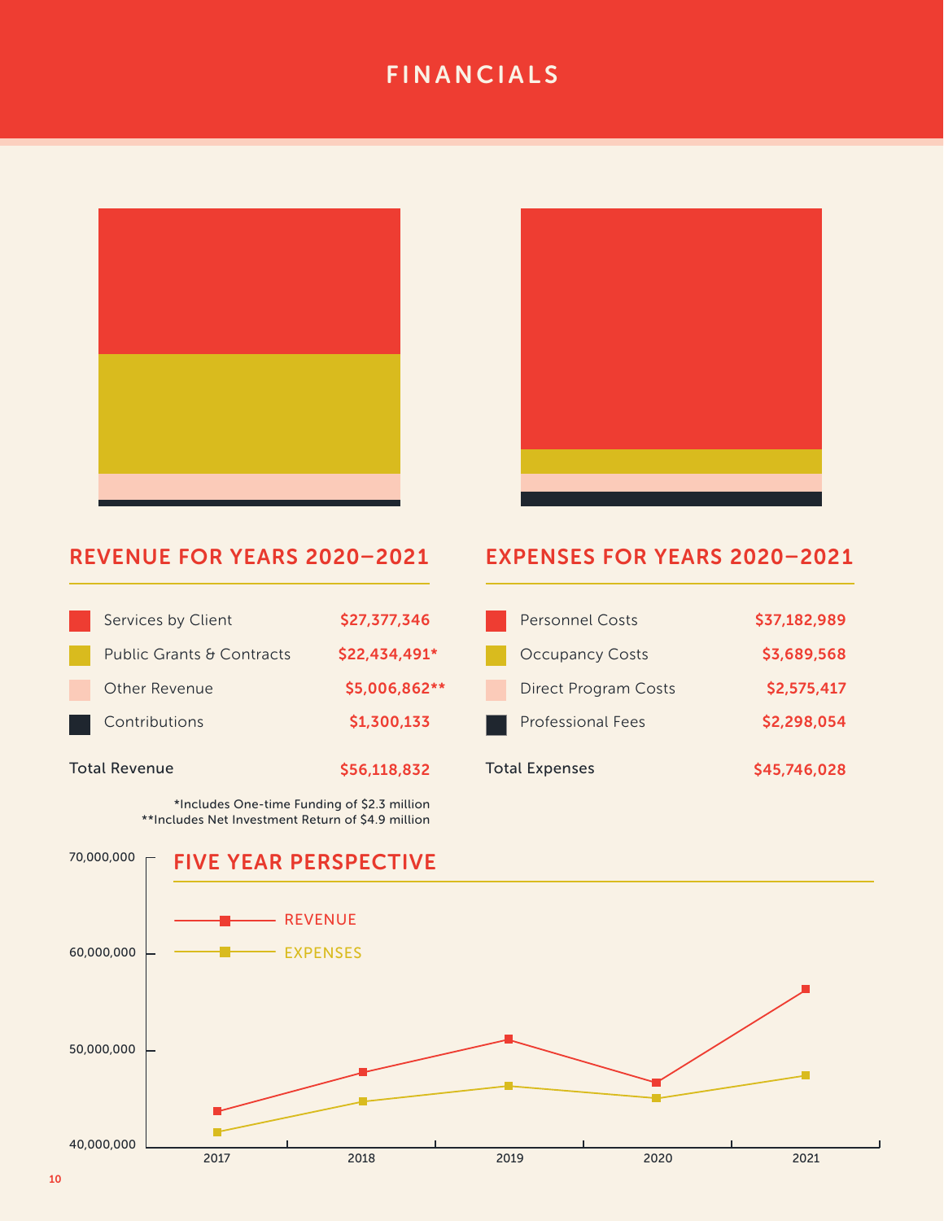# FINANCIALS

## REVENUE FOR YEARS 2020–2021

| Category | Amount |
|---|---|
| Services by Client | $27,377,346 |
| Public Grants & Contracts | $22,434,491* |
| Other Revenue | $5,006,862** |
| Contributions | $1,300,133 |
| Total Revenue | $56,118,832 |

*Includes One-time Funding of $2.3 million
**Includes Net Investment Return of $4.9 million

## EXPENSES FOR YEARS 2020–2021

| Category | Amount |
|---|---|
| Personnel Costs | $37,182,989 |
| Occupancy Costs | $3,689,568 |
| Direct Program Costs | $2,575,417 |
| Professional Fees | $2,298,054 |
| Total Expenses | $45,746,028 |

## FIVE YEAR PERSPECTIVE

REVENUE

EXPENSES

70,000,000
60,000,000
50,000,000
40,000,000

2017 2018 2019 2020 2021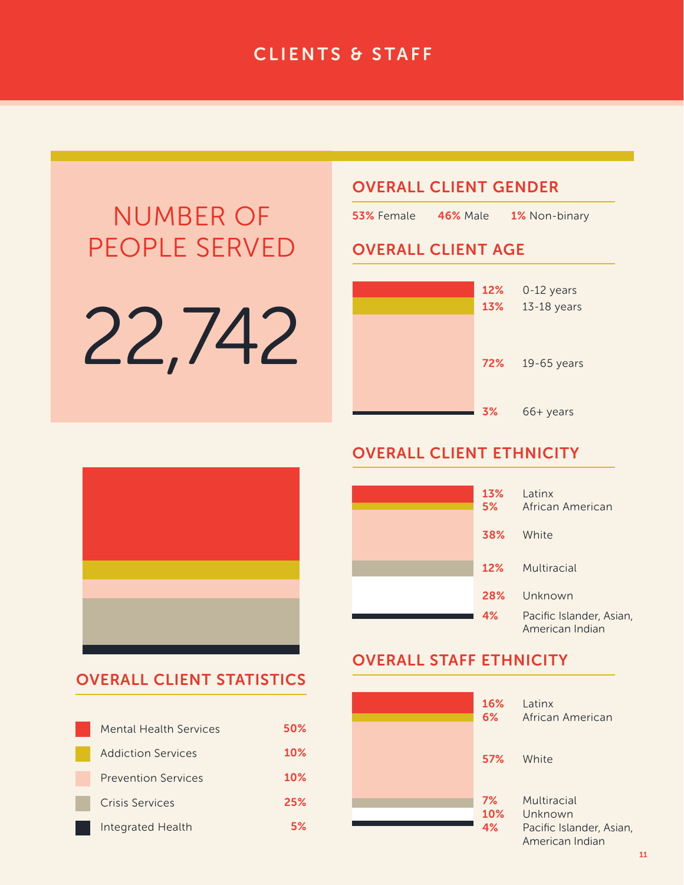# CLIENTS & STAFF

## NUMBER OF PEOPLE SERVED

22,742

## OVERALL CLIENT GENDER

**53%** Female **46%** Male **1%** Non-binary

## OVERALL CLIENT AGE

| % | Age |
|---|---|
| 12% | 0-12 years |
| 13% | 13-18 years |
| 72% | 19-65 years |
| 3% | 66+ years |

## OVERALL CLIENT ETHNICITY

| % | Ethnicity |
|---|---|
| 13% | Latinx |
| 5% | African American |
| 38% | White |
| 12% | Multiracial |
| 28% | Unknown |
| 4% | Pacific Islander, Asian, American Indian |

## OVERALL CLIENT STATISTICS

| Service | % |
|---|---|
| Mental Health Services | 50% |
| Addiction Services | 10% |
| Prevention Services | 10% |
| Crisis Services | 25% |
| Integrated Health | 5% |

## OVERALL STAFF ETHNICITY

| % | Ethnicity |
|---|---|
| 16% | Latinx |
| 6% | African American |
| 57% | White |
| 7% | Multiracial |
| 10% | Unknown |
| 4% | Pacific Islander, Asian, American Indian |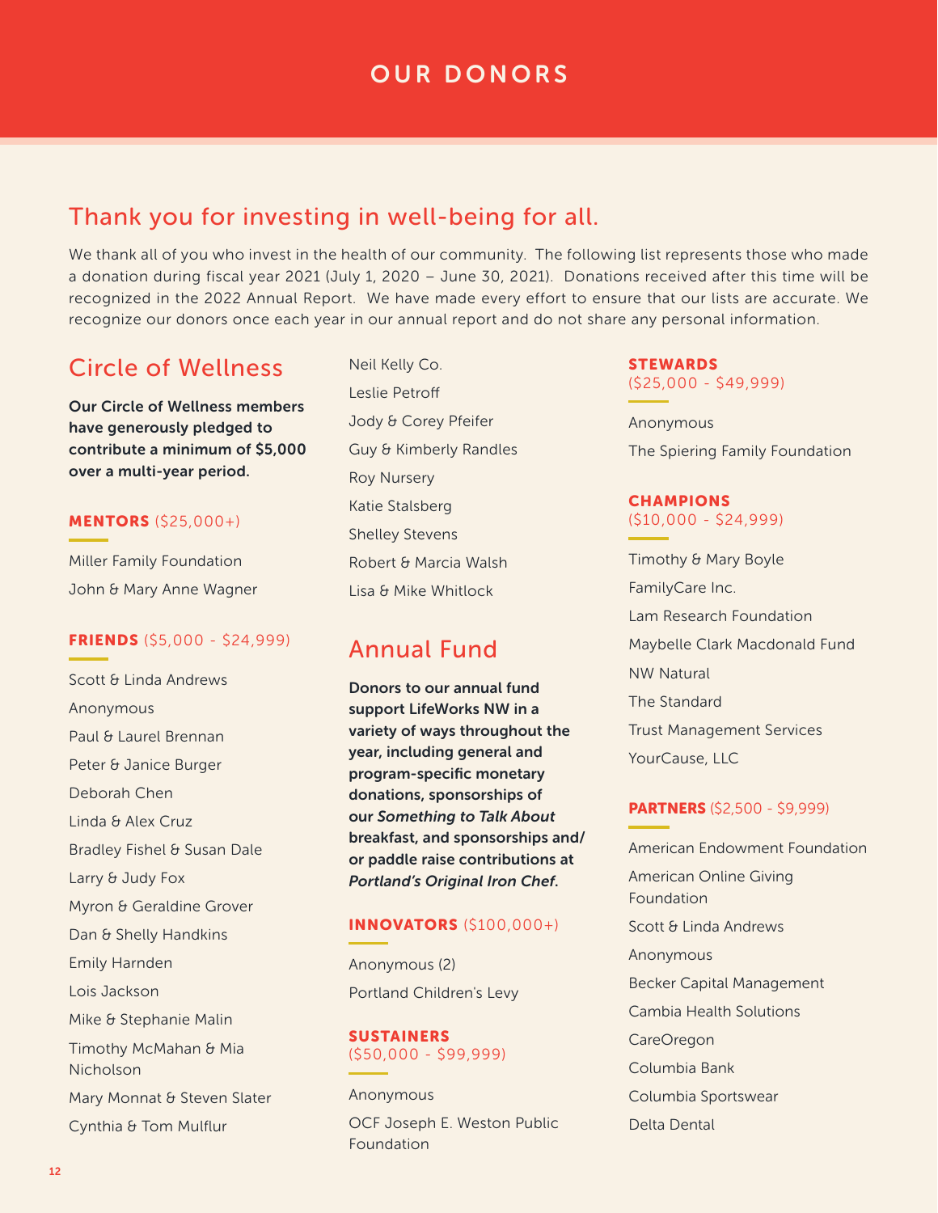# OUR DONORS

## Thank you for investing in well-being for all.

We thank all of you who invest in the health of our community. The following list represents those who made a donation during fiscal year 2021 (July 1, 2020 – June 30, 2021). Donations received after this time will be recognized in the 2022 Annual Report. We have made every effort to ensure that our lists are accurate. We recognize our donors once each year in our annual report and do not share any personal information.

## Circle of Wellness

**Our Circle of Wellness members have generously pledged to contribute a minimum of $5,000 over a multi-year period.**

### MENTORS ($25,000+)

Miller Family Foundation
John & Mary Anne Wagner

### FRIENDS ($5,000 - $24,999)

Scott & Linda Andrews
Anonymous
Paul & Laurel Brennan
Peter & Janice Burger
Deborah Chen
Linda & Alex Cruz
Bradley Fishel & Susan Dale
Larry & Judy Fox
Myron & Geraldine Grover
Dan & Shelly Handkins
Emily Harnden
Lois Jackson
Mike & Stephanie Malin
Timothy McMahan & Mia Nicholson
Mary Monnat & Steven Slater
Cynthia & Tom Mulflur
Neil Kelly Co.
Leslie Petroff
Jody & Corey Pfeifer
Guy & Kimberly Randles
Roy Nursery
Katie Stalsberg
Shelley Stevens
Robert & Marcia Walsh
Lisa & Mike Whitlock

## Annual Fund

**Donors to our annual fund support LifeWorks NW in a variety of ways throughout the year, including general and program-specific monetary donations, sponsorships of our *Something to Talk About* breakfast, and sponsorships and/or paddle raise contributions at *Portland's Original Iron Chef*.**

### INNOVATORS ($100,000+)

Anonymous (2)
Portland Children's Levy

### SUSTAINERS ($50,000 - $99,999)

Anonymous
OCF Joseph E. Weston Public Foundation

### STEWARDS ($25,000 - $49,999)

Anonymous
The Spiering Family Foundation

### CHAMPIONS ($10,000 - $24,999)

Timothy & Mary Boyle
FamilyCare Inc.
Lam Research Foundation
Maybelle Clark Macdonald Fund
NW Natural
The Standard
Trust Management Services
YourCause, LLC

### PARTNERS ($2,500 - $9,999)

American Endowment Foundation
American Online Giving Foundation
Scott & Linda Andrews
Anonymous
Becker Capital Management
Cambia Health Solutions
CareOregon
Columbia Bank
Columbia Sportswear
Delta Dental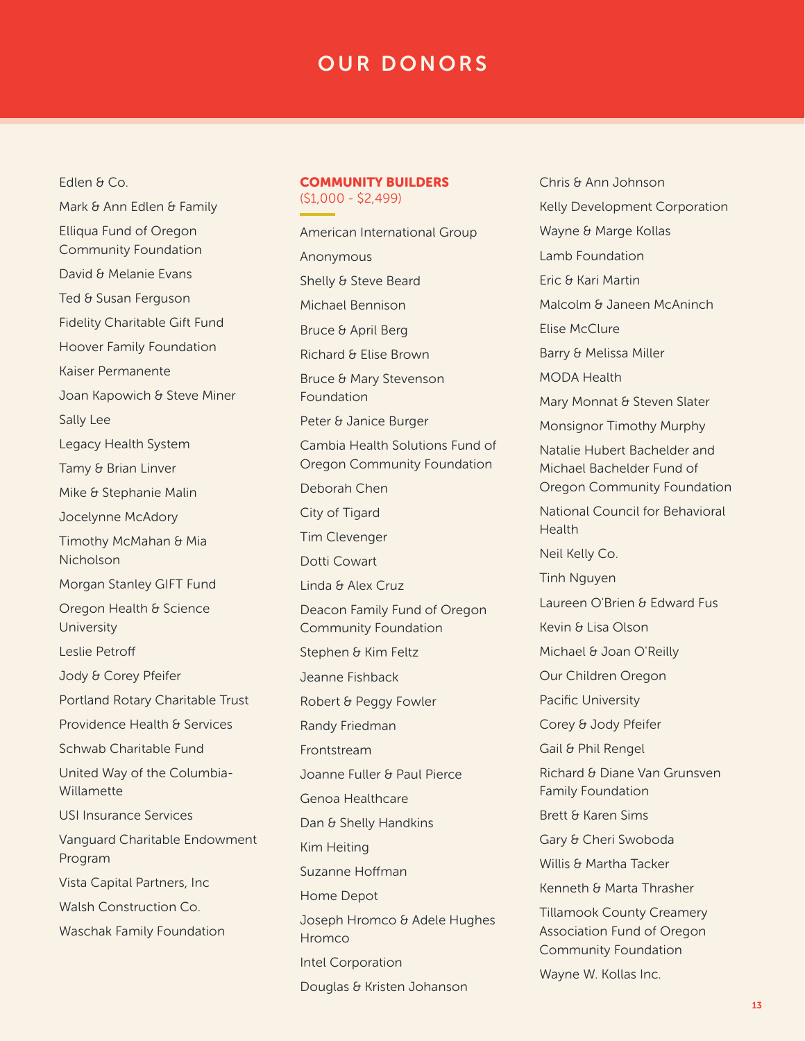# OUR DONORS

Edlen & Co.

Mark & Ann Edlen & Family

Elliqua Fund of Oregon Community Foundation

David & Melanie Evans

Ted & Susan Ferguson

Fidelity Charitable Gift Fund

Hoover Family Foundation

Kaiser Permanente

Joan Kapowich & Steve Miner

Sally Lee

Legacy Health System

Tamy & Brian Linver

Mike & Stephanie Malin

Jocelynne McAdory

Timothy McMahan & Mia Nicholson

Morgan Stanley GIFT Fund

Oregon Health & Science University

Leslie Petroff

Jody & Corey Pfeifer

Portland Rotary Charitable Trust

Providence Health & Services

Schwab Charitable Fund

United Way of the Columbia-Willamette

USI Insurance Services

Vanguard Charitable Endowment Program

Vista Capital Partners, Inc

Walsh Construction Co.

Waschak Family Foundation

## COMMUNITY BUILDERS
($1,000 - $2,499)

American International Group

Anonymous

Shelly & Steve Beard

Michael Bennison

Bruce & April Berg

Richard & Elise Brown

Bruce & Mary Stevenson Foundation

Peter & Janice Burger

Cambia Health Solutions Fund of Oregon Community Foundation

Deborah Chen

City of Tigard

Tim Clevenger

Dotti Cowart

Linda & Alex Cruz

Deacon Family Fund of Oregon Community Foundation

Stephen & Kim Feltz

Jeanne Fishback

Robert & Peggy Fowler

Randy Friedman

Frontstream

Joanne Fuller & Paul Pierce

Genoa Healthcare

Dan & Shelly Handkins

Kim Heiting

Suzanne Hoffman

Home Depot

Joseph Hromco & Adele Hughes Hromco

Intel Corporation

Douglas & Kristen Johanson

Chris & Ann Johnson

Kelly Development Corporation

Wayne & Marge Kollas

Lamb Foundation

Eric & Kari Martin

Malcolm & Janeen McAninch

Elise McClure

Barry & Melissa Miller

MODA Health

Mary Monnat & Steven Slater

Monsignor Timothy Murphy

Natalie Hubert Bachelder and Michael Bachelder Fund of Oregon Community Foundation

National Council for Behavioral Health

Neil Kelly Co.

Tinh Nguyen

Laureen O'Brien & Edward Fus

Kevin & Lisa Olson

Michael & Joan O'Reilly

Our Children Oregon

Pacific University

Corey & Jody Pfeifer

Gail & Phil Rengel

Richard & Diane Van Grunsven Family Foundation

Brett & Karen Sims

Gary & Cheri Swoboda

Willis & Martha Tacker

Kenneth & Marta Thrasher

Tillamook County Creamery Association Fund of Oregon Community Foundation

Wayne W. Kollas Inc.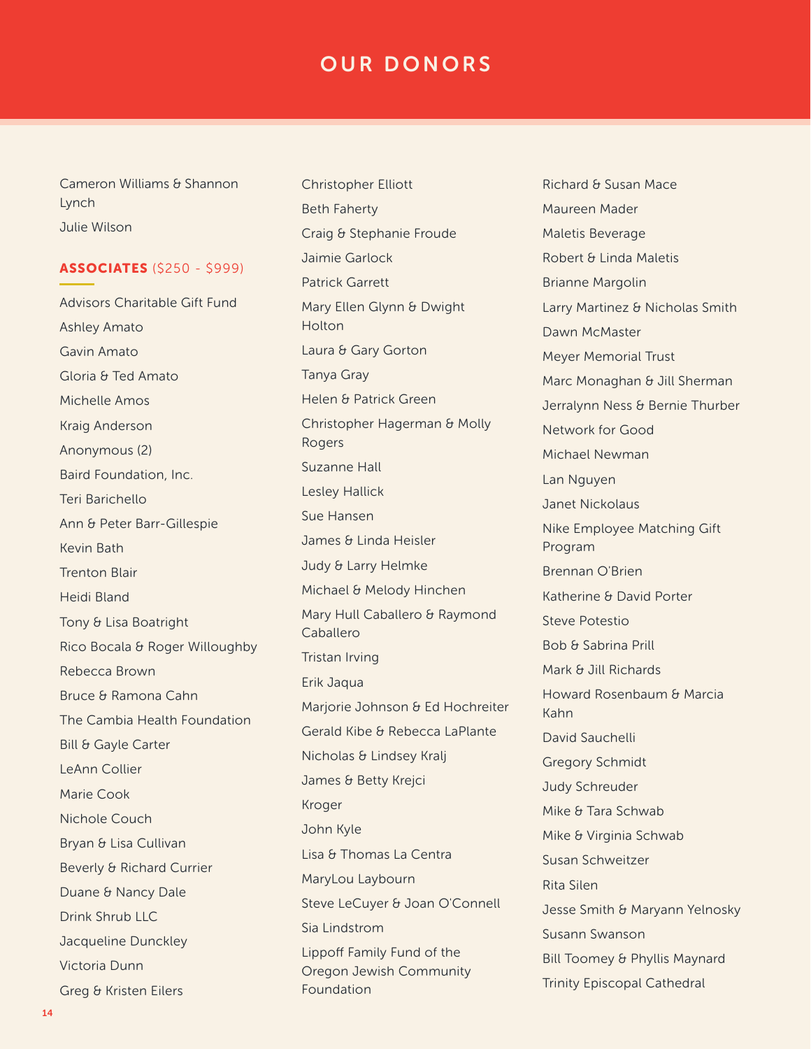# OUR DONORS

Cameron Williams & Shannon Lynch
Julie Wilson

**ASSOCIATES** ($250 - $999)

Advisors Charitable Gift Fund
Ashley Amato
Gavin Amato
Gloria & Ted Amato
Michelle Amos
Kraig Anderson
Anonymous (2)
Baird Foundation, Inc.
Teri Barichello
Ann & Peter Barr-Gillespie
Kevin Bath
Trenton Blair
Heidi Bland
Tony & Lisa Boatright
Rico Bocala & Roger Willoughby
Rebecca Brown
Bruce & Ramona Cahn
The Cambia Health Foundation
Bill & Gayle Carter
LeAnn Collier
Marie Cook
Nichole Couch
Bryan & Lisa Cullivan
Beverly & Richard Currier
Duane & Nancy Dale
Drink Shrub LLC
Jacqueline Dunckley
Victoria Dunn
Greg & Kristen Eilers
Christopher Elliott
Beth Faherty
Craig & Stephanie Froude
Jaimie Garlock
Patrick Garrett
Mary Ellen Glynn & Dwight Holton
Laura & Gary Gorton
Tanya Gray
Helen & Patrick Green
Christopher Hagerman & Molly Rogers
Suzanne Hall
Lesley Hallick
Sue Hansen
James & Linda Heisler
Judy & Larry Helmke
Michael & Melody Hinchen
Mary Hull Caballero & Raymond Caballero
Tristan Irving
Erik Jaqua
Marjorie Johnson & Ed Hochreiter
Gerald Kibe & Rebecca LaPlante
Nicholas & Lindsey Kralj
James & Betty Krejci
Kroger
John Kyle
Lisa & Thomas La Centra
MaryLou Laybourn
Steve LeCuyer & Joan O'Connell
Sia Lindstrom
Lippoff Family Fund of the Oregon Jewish Community Foundation
Richard & Susan Mace
Maureen Mader
Maletis Beverage
Robert & Linda Maletis
Brianne Margolin
Larry Martinez & Nicholas Smith
Dawn McMaster
Meyer Memorial Trust
Marc Monaghan & Jill Sherman
Jerralynn Ness & Bernie Thurber
Network for Good
Michael Newman
Lan Nguyen
Janet Nickolaus
Nike Employee Matching Gift Program
Brennan O'Brien
Katherine & David Porter
Steve Potestio
Bob & Sabrina Prill
Mark & Jill Richards
Howard Rosenbaum & Marcia Kahn
David Sauchelli
Gregory Schmidt
Judy Schreuder
Mike & Tara Schwab
Mike & Virginia Schwab
Susan Schweitzer
Rita Silen
Jesse Smith & Maryann Yelnosky
Susann Swanson
Bill Toomey & Phyllis Maynard
Trinity Episcopal Cathedral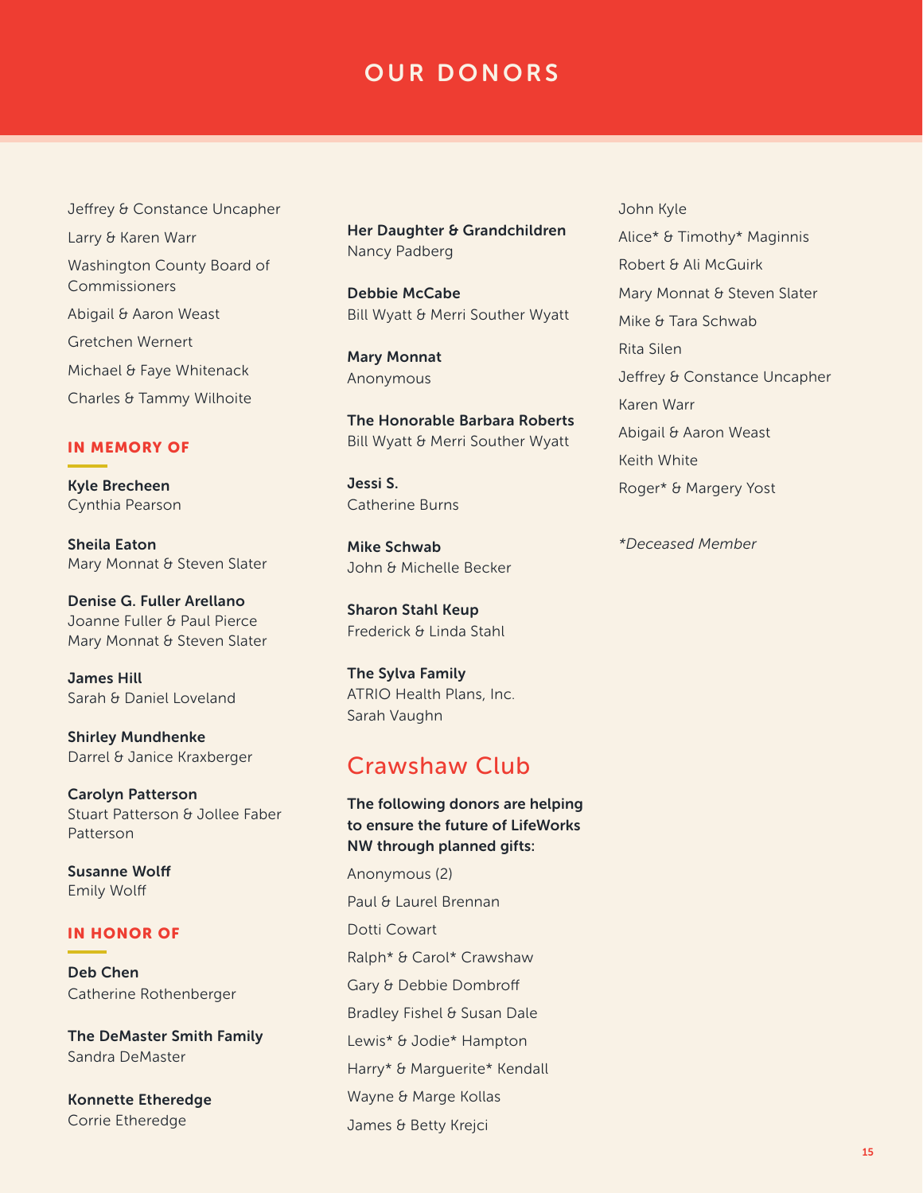# OUR DONORS

Jeffrey & Constance Uncapher

Larry & Karen Warr

Washington County Board of Commissioners

Abigail & Aaron Weast

Gretchen Wernert

Michael & Faye Whitenack

Charles & Tammy Wilhoite

### IN MEMORY OF

**Kyle Brecheen**
Cynthia Pearson

**Sheila Eaton**
Mary Monnat & Steven Slater

**Denise G. Fuller Arellano**
Joanne Fuller & Paul Pierce
Mary Monnat & Steven Slater

**James Hill**
Sarah & Daniel Loveland

**Shirley Mundhenke**
Darrel & Janice Kraxberger

**Carolyn Patterson**
Stuart Patterson & Jollee Faber Patterson

**Susanne Wolff**
Emily Wolff

### IN HONOR OF

**Deb Chen**
Catherine Rothenberger

**The DeMaster Smith Family**
Sandra DeMaster

**Konnette Etheredge**
Corrie Etheredge

**Her Daughter & Grandchildren**
Nancy Padberg

**Debbie McCabe**
Bill Wyatt & Merri Souther Wyatt

**Mary Monnat**
Anonymous

**The Honorable Barbara Roberts**
Bill Wyatt & Merri Souther Wyatt

**Jessi S.**
Catherine Burns

**Mike Schwab**
John & Michelle Becker

**Sharon Stahl Keup**
Frederick & Linda Stahl

**The Sylva Family**
ATRIO Health Plans, Inc.
Sarah Vaughn

## Crawshaw Club

**The following donors are helping to ensure the future of LifeWorks NW through planned gifts:**

Anonymous (2)

Paul & Laurel Brennan

Dotti Cowart

Ralph* & Carol* Crawshaw

Gary & Debbie Dombroff

Bradley Fishel & Susan Dale

Lewis* & Jodie* Hampton

Harry* & Marguerite* Kendall

Wayne & Marge Kollas

James & Betty Krejci

John Kyle

Alice* & Timothy* Maginnis

Robert & Ali McGuirk

Mary Monnat & Steven Slater

Mike & Tara Schwab

Rita Silen

Jeffrey & Constance Uncapher

Karen Warr

Abigail & Aaron Weast

Keith White

Roger* & Margery Yost

*\*Deceased Member*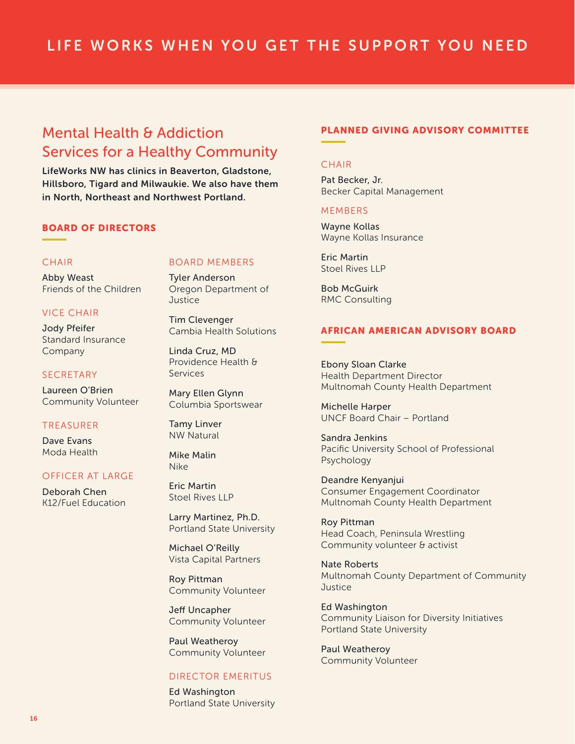# LIFE WORKS WHEN YOU GET THE SUPPORT YOU NEED

## Mental Health & Addiction Services for a Healthy Community

**LifeWorks NW has clinics in Beaverton, Gladstone, Hillsboro, Tigard and Milwaukie. We also have them in North, Northeast and Northwest Portland.**

### BOARD OF DIRECTORS

#### CHAIR

Abby Weast
Friends of the Children

#### VICE CHAIR

Jody Pfeifer
Standard Insurance Company

#### SECRETARY

Laureen O'Brien
Community Volunteer

#### TREASURER

Dave Evans
Moda Health

#### OFFICER AT LARGE

Deborah Chen
K12/Fuel Education

#### BOARD MEMBERS

Tyler Anderson
Oregon Department of Justice

Tim Clevenger
Cambia Health Solutions

Linda Cruz, MD
Providence Health & Services

Mary Ellen Glynn
Columbia Sportswear

Tamy Linver
NW Natural

Mike Malin
Nike

Eric Martin
Stoel Rives LLP

Larry Martinez, Ph.D.
Portland State University

Michael O'Reilly
Vista Capital Partners

Roy Pittman
Community Volunteer

Jeff Uncapher
Community Volunteer

Paul Weatheroy
Community Volunteer

#### DIRECTOR EMERITUS

Ed Washington
Portland State University

### PLANNED GIVING ADVISORY COMMITTEE

#### CHAIR

Pat Becker, Jr.
Becker Capital Management

#### MEMBERS

Wayne Kollas
Wayne Kollas Insurance

Eric Martin
Stoel Rives LLP

Bob McGuirk
RMC Consulting

### AFRICAN AMERICAN ADVISORY BOARD

Ebony Sloan Clarke
Health Department Director
Multnomah County Health Department

Michelle Harper
UNCF Board Chair – Portland

Sandra Jenkins
Pacific University School of Professional Psychology

Deandre Kenyanjui
Consumer Engagement Coordinator
Multnomah County Health Department

Roy Pittman
Head Coach, Peninsula Wrestling
Community volunteer & activist

Nate Roberts
Multnomah County Department of Community Justice

Ed Washington
Community Liaison for Diversity Initiatives
Portland State University

Paul Weatheroy
Community Volunteer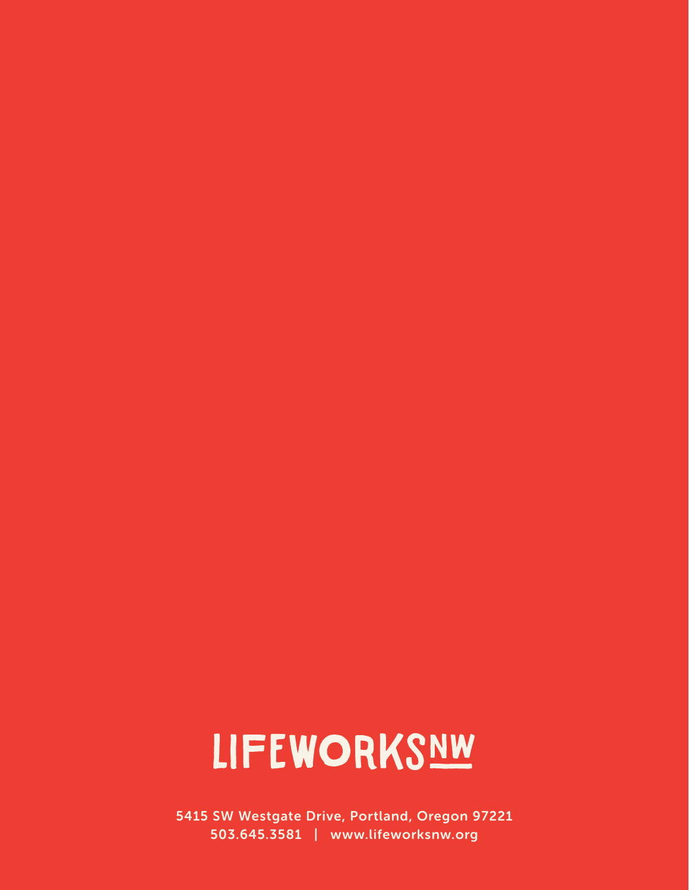LIFEWORKSNW

5415 SW Westgate Drive, Portland, Oregon 97221
503.645.3581 | www.lifeworksnw.org